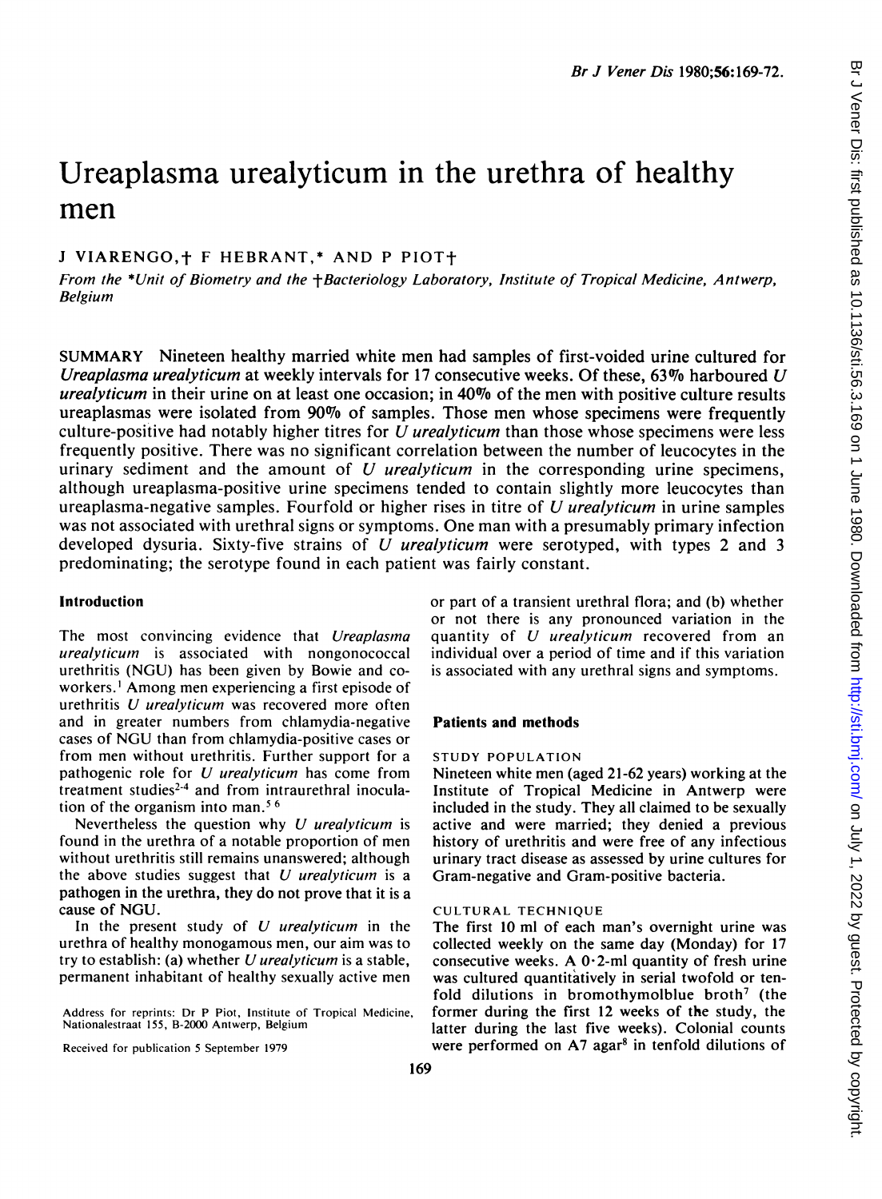# Ureaplasma urealyticum in the urethra of healthy men

J VIARENGO,† F HEBRANT,* AND P PIOT†

*From the *Unit of Biometry and the †Bacteriology Laboratory, Institute of Tropical Medicine, Antwerp, Belgium*

SUMMARY Nineteen healthy married white men had samples of first-voided urine cultured for *Ureaplasma urealyticum* at weekly intervals for 17 consecutive weeks. Of these, 63% harboured *U urealyticum* in their urine on at least one occasion; in 40% of the men with positive culture results ureaplasmas were isolated from 90% of samples. Those men whose specimens were frequently culture-positive had notably higher titres for *U urealyticum* than those whose specimens were less frequently positive. There was no significant correlation between the number of leucocytes in the urinary sediment and the amount of *U urealyticum* in the corresponding urine specimens, although ureaplasma-positive urine specimens tended to contain slightly more leucocytes than ureaplasma-negative samples. Fourfold or higher rises in titre of *U urealyticum* in urine samples was not associated with urethral signs or symptoms. One man with a presumably primary infection developed dysuria. Sixty-five strains of *U urealyticum* were serotyped, with types 2 and 3 predominating; the serotype found in each patient was fairly constant.

## Introduction

The most convincing evidence that *Ureaplasma urealyticum* is associated with nongonococcal urethritis (NGU) has been given by Bowie and co-workers.[1] Among men experiencing a first episode of urethritis *U urealyticum* was recovered more often and in greater numbers from chlamydia-negative cases of NGU than from chlamydia-positive cases or from men without urethritis. Further support for a pathogenic role for *U urealyticum* has come from treatment studies[2-4] and from intraurethral inoculation of the organism into man.[5 6]

Nevertheless the question why *U urealyticum* is found in the urethra of a notable proportion of men without urethritis still remains unanswered; although the above studies suggest that *U urealyticum* is a pathogen in the urethra, they do not prove that it is a cause of NGU.

In the present study of *U urealyticum* in the urethra of healthy monogamous men, our aim was to try to establish: (a) whether *U urealyticum* is a stable, permanent inhabitant of healthy sexually active men or part of a transient urethral flora; and (b) whether or not there is any pronounced variation in the quantity of *U urealyticum* recovered from an individual over a period of time and if this variation is associated with any urethral signs and symptoms.

Address for reprints: Dr P Piot, Institute of Tropical Medicine, Nationalestraat 155, B-2000 Antwerp, Belgium

Received for publication 5 September 1979

## Patients and methods

### STUDY POPULATION

Nineteen white men (aged 21-62 years) working at the Institute of Tropical Medicine in Antwerp were included in the study. They all claimed to be sexually active and were married; they denied a previous history of urethritis and were free of any infectious urinary tract disease as assessed by urine cultures for Gram-negative and Gram-positive bacteria.

### CULTURAL TECHNIQUE

The first 10 ml of each man's overnight urine was collected weekly on the same day (Monday) for 17 consecutive weeks. A 0·2-ml quantity of fresh urine was cultured quantitatively in serial twofold or tenfold dilutions in bromothymolblue broth[7] (the former during the first 12 weeks of the study, the latter during the last five weeks). Colonial counts were performed on A7 agar[8] in tenfold dilutions of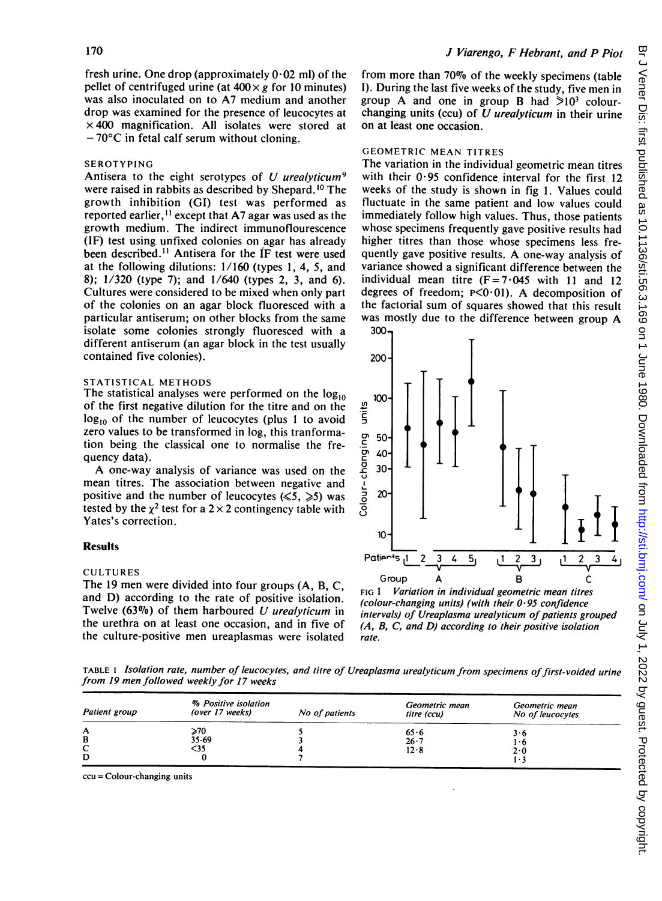fresh urine. One drop (approximately 0·02 ml) of the pellet of centrifuged urine (at 400 × g for 10 minutes) was also inoculated on to A7 medium and another drop was examined for the presence of leucocytes at × 400 magnification. All isolates were stored at −70°C in fetal calf serum without cloning.

### SEROTYPING

Antisera to the eight serotypes of *U urealyticum*[9] were raised in rabbits as described by Shepard.[10] The growth inhibition (GI) test was performed as reported earlier,[11] except that A7 agar was used as the growth medium. The indirect immunoflourescence (IF) test using unfixed colonies on agar has already been described.[11] Antisera for the IF test were used at the following dilutions: 1/160 (types 1, 4, 5, and 8); 1/320 (type 7); and 1/640 (types 2, 3, and 6). Cultures were considered to be mixed when only part of the colonies on an agar block fluoresced with a particular antiserum; on other blocks from the same isolate some colonies strongly fluoresced with a different antiserum (an agar block in the test usually contained five colonies).

### STATISTICAL METHODS

The statistical analyses were performed on the $\log_{10}$ of the first negative dilution for the titre and on the $\log_{10}$ of the number of leucocytes (plus 1 to avoid zero values to be transformed in log, this tranformation being the classical one to normalise the frequency data).

A one-way analysis of variance was used on the mean titres. The association between negative and positive and the number of leucocytes (≤5, ≥5) was tested by the $\chi^2$ test for a 2 × 2 contingency table with Yates's correction.

## Results

### CULTURES

The 19 men were divided into four groups (A, B, C, and D) according to the rate of positive isolation. Twelve (63%) of them harboured *U urealyticum* in the urethra on at least one occasion, and in five of the culture-positive men ureaplasmas were isolated from more than 70% of the weekly specimens (table I). During the last five weeks of the study, five men in group A and one in group B had ≥$10^3$ colour-changing units (ccu) of *U urealyticum* in their urine on at least one occasion.

### GEOMETRIC MEAN TITRES

The variation in the individual geometric mean titres with their 0·95 confidence interval for the first 12 weeks of the study is shown in fig 1. Values could fluctuate in the same patient and low values could immediately follow high values. Thus, those patients whose specimens frequently gave positive results had higher titres than those whose specimens less frequently gave positive results. A one-way analysis of variance showed a significant difference between the individual mean titre (F = 7·045 with 11 and 12 degrees of freedom; $P < 0·01$). A decomposition of the factorial sum of squares showed that this result was mostly due to the difference between group A

FIG 1 *Variation in individual geometric mean titres (colour-changing units) (with their 0·95 confidence intervals) of Ureaplasma urealyticum of patients grouped (A, B, C, and D) according to their positive isolation rate.*

TABLE I *Isolation rate, number of leucocytes, and titre of Ureaplasma urealyticum from specimens of first-voided urine from 19 men followed weekly for 17 weeks*

| Patient group | % Positive isolation (over 17 weeks) | No of patients | Geometric mean titre (ccu) | Geometric mean No of leucocytes |
|---|---|---|---|---|
| A | ≥70 | 5 | 65·6 | 3·6 |
| B | 35-69 | 3 | 26·7 | 1·6 |
| C | <35 | 4 | 12·8 | 2·0 |
| D | 0 | 7 | | 1·3 |

ccu = Colour-changing units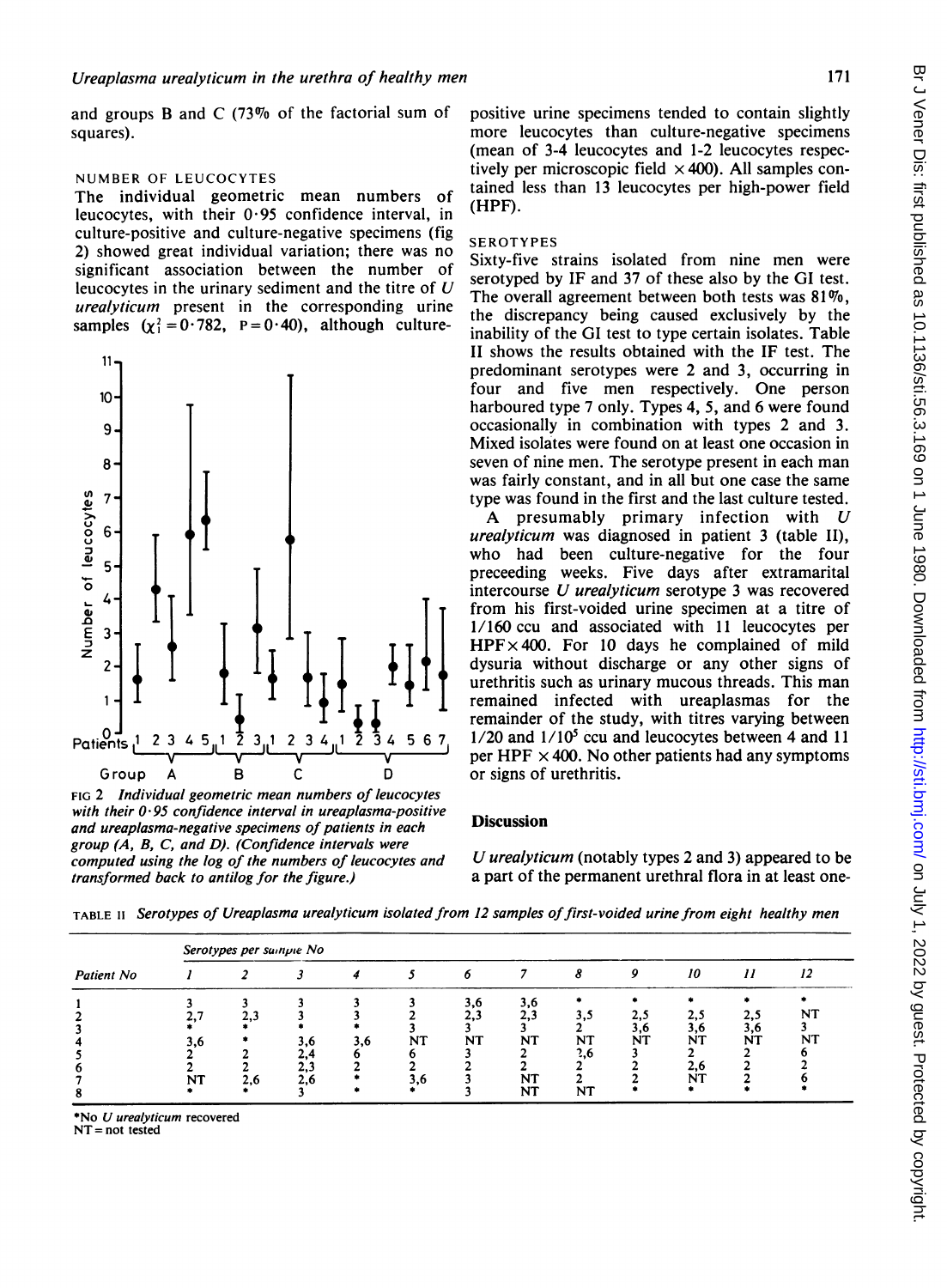and groups B and C (73% of the factorial sum of squares).

### NUMBER OF LEUCOCYTES

The individual geometric mean numbers of leucocytes, with their 0·95 confidence interval, in culture-positive and culture-negative specimens (fig 2) showed great individual variation; there was no significant association between the number of leucocytes in the urinary sediment and the titre of *U urealyticum* present in the corresponding urine samples ($\chi^2_1 = 0{\cdot}782$, $P = 0{\cdot}40$), although culture-positive urine specimens tended to contain slightly more leucocytes than culture-negative specimens (mean of 3·4 leucocytes and 1·2 leucocytes respectively per microscopic field ×400). All samples contained less than 13 leucocytes per high-power field (HPF).

FIG 2 *Individual geometric mean numbers of leucocytes with their 0·95 confidence interval in ureaplasma-positive and ureaplasma-negative specimens of patients in each group (A, B, C, and D). (Confidence intervals were computed using the log of the numbers of leucocytes and transformed back to antilog for the figure.)*

### SEROTYPES

Sixty-five strains isolated from nine men were serotyped by IF and 37 of these also by the GI test. The overall agreement between both tests was 81%, the discrepancy being caused exclusively by the inability of the GI test to type certain isolates. Table II shows the results obtained with the IF test. The predominant serotypes were 2 and 3, occurring in four and five men respectively. One person harboured type 7 only. Types 4, 5, and 6 were found occasionally in combination with types 2 and 3. Mixed isolates were found on at least one occasion in seven of nine men. The serotype present in each man was fairly constant, and in all but one case the same type was found in the first and the last culture tested.

A presumably primary infection with *U urealyticum* was diagnosed in patient 3 (table II), who had been culture-negative for the four preceeding weeks. Five days after extramarital intercourse *U urealyticum* serotype 3 was recovered from his first-voided urine specimen at a titre of 1/160 ccu and associated with 11 leucocytes per HPF × 400. For 10 days he complained of mild dysuria without discharge or any other signs of urethritis such as urinary mucous threads. This man remained infected with ureaplasmas for the remainder of the study, with titres varying between 1/20 and 1/$10^5$ ccu and leucocytes between 4 and 11 per HPF × 400. No other patients had any symptoms or signs of urethritis.

## Discussion

*U urealyticum* (notably types 2 and 3) appeared to be a part of the permanent urethral flora in at least one-

TABLE II *Serotypes of Ureaplasma urealyticum isolated from 12 samples of first-voided urine from eight healthy men*

| Patient No | Serotypes per sample No | | | | | | | | | | | |
|---|---|---|---|---|---|---|---|---|---|---|---|---|
| | 1 | 2 | 3 | 4 | 5 | 6 | 7 | 8 | 9 | 10 | 11 | 12 |
| 1 | 3 | 3 | 3 | 3 | 3 | 3,6 | 3,6 | * | * | * | * | * |
| 2 | 2,7 | 2,3 | 3 | 3 | 2 | 2,3 | 2,3 | 3,5 | 2,5 | 2,5 | 2,5 | NT |
| 3 | * | * | * | * | 3 | 3 | 3 | 2 | 3,6 | 3,6 | 3,6 | 3 |
| 4 | 3,6 | * | 3,6 | 3,6 | NT | NT | NT | NT | NT | NT | NT | NT |
| 5 | 2 | 2 | 2,4 | 6 | 6 | 3 | 2 | 2,6 | 3 | 2 | 2 | 6 |
| 6 | 2 | 2 | 2,3 | 2 | 2 | 2 | 2 | 2 | 2 | 2,6 | 2 | 2 |
| 7 | NT | 2,6 | 2,6 | * | 3,6 | 3 | NT | 2 | 2 | NT | 2 | 6 |
| 8 | * | * | 3 | * | * | 3 | NT | NT | * | * | * | * |

*No *U urealyticum* recovered
NT = not tested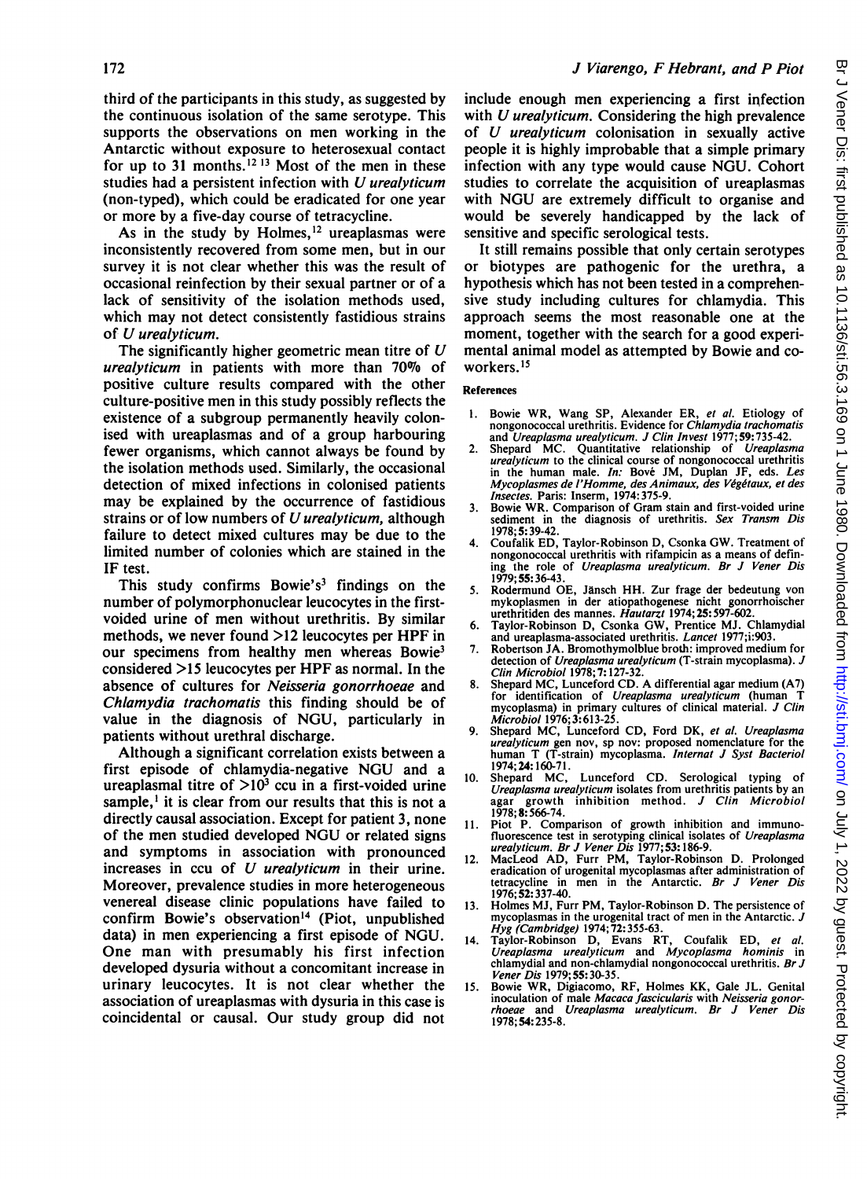third of the participants in this study, as suggested by the continuous isolation of the same serotype. This supports the observations on men working in the Antarctic without exposure to heterosexual contact for up to 31 months.[12 13] Most of the men in these studies had a persistent infection with *U urealyticum* (non-typed), which could be eradicated for one year or more by a five-day course of tetracycline.

As in the study by Holmes,[12] ureaplasmas were inconsistently recovered from some men, but in our survey it is not clear whether this was the result of occasional reinfection by their sexual partner or of a lack of sensitivity of the isolation methods used, which may not detect consistently fastidious strains of *U urealyticum*.

The significantly higher geometric mean titre of *U urealyticum* in patients with more than 70% of positive culture results compared with the other culture-positive men in this study possibly reflects the existence of a subgroup permanently heavily colonised with ureaplasmas and of a group harbouring fewer organisms, which cannot always be found by the isolation methods used. Similarly, the occasional detection of mixed infections in colonised patients may be explained by the occurrence of fastidious strains or of low numbers of *U urealyticum,* although failure to detect mixed cultures may be due to the limited number of colonies which are stained in the IF test.

This study confirms Bowie's[3] findings on the number of polymorphonuclear leucocytes in the first-voided urine of men without urethritis. By similar methods, we never found >12 leucocytes per HPF in our specimens from healthy men whereas Bowie[3] considered >15 leucocytes per HPF as normal. In the absence of cultures for *Neisseria gonorrhoeae* and *Chlamydia trachomatis* this finding should be of value in the diagnosis of NGU, particularly in patients without urethral discharge.

Although a significant correlation exists between a first episode of chlamydia-negative NGU and a ureaplasmal titre of $>10^3$ ccu in a first-voided urine sample,[1] it is clear from our results that this is not a directly causal association. Except for patient 3, none of the men studied developed NGU or related signs and symptoms in association with pronounced increases in ccu of *U urealyticum* in their urine. Moreover, prevalence studies in more heterogeneous venereal disease clinic populations have failed to confirm Bowie's observation[14] (Piot, unpublished data) in men experiencing a first episode of NGU. One man with presumably his first infection developed dysuria without a concomitant increase in urinary leucocytes. It is not clear whether the association of ureaplasmas with dysuria in this case is coincidental or causal. Our study group did not include enough men experiencing a first infection with *U urealyticum*. Considering the high prevalence of *U urealyticum* colonisation in sexually active people it is highly improbable that a simple primary infection with any type would cause NGU. Cohort studies to correlate the acquisition of ureaplasmas with NGU are extremely difficult to organise and would be severely handicapped by the lack of sensitive and specific serological tests.

It still remains possible that only certain serotypes or biotypes are pathogenic for the urethra, a hypothesis which has not been tested in a comprehensive study including cultures for chlamydia. This approach seems the most reasonable one at the moment, together with the search for a good experimental animal model as attempted by Bowie and co-workers.[15]

## References

1. Bowie WR, Wang SP, Alexander ER, *et al.* Etiology of nongonococcal urethritis. Evidence for *Chlamydia trachomatis* and *Ureaplasma urealyticum. J Clin Invest* 1977;**59:**735-42.
2. Shepard MC. Quantitative relationship of *Ureaplasma urealyticum* to the clinical course of nongonococcal urethritis in the human male. *In:* Bové JM, Duplan JF, eds. *Les Mycoplasmes de l'Homme, des Animaux, des Végétaux, et des Insectes.* Paris: Inserm, 1974:375-9.
3. Bowie WR. Comparison of Gram stain and first-voided urine sediment in the diagnosis of urethritis. *Sex Transm Dis* 1978;**5:**39-42.
4. Coufalik ED, Taylor-Robinson D, Csonka GW. Treatment of nongonococcal urethritis with rifampicin as a means of defining the role of *Ureaplasma urealyticum. Br J Vener Dis* 1979;**55:**36-43.
5. Rodermund OE, Jänsch HH. Zur frage der bedeutung von mykoplasmen in der atiopathogenese nicht gonorrhoischer urethritiden des mannes. *Hautarzt* 1974;**25:**597-602.
6. Taylor-Robinson D, Csonka GW, Prentice MJ. Chlamydial and ureaplasma-associated urethritis. *Lancet* 1977;**i:**903.
7. Robertson JA. Bromothymolblue broth: improved medium for detection of *Ureaplasma urealyticum* (T-strain mycoplasma). *J Clin Microbiol* 1978;**7:**127-32.
8. Shepard MC, Lunceford CD. A differential agar medium (A7) for identification of *Ureaplasma urealyticum* (human T mycoplasma) in primary cultures of clinical material. *J Clin Microbiol* 1976;**3:**613-25.
9. Shepard MC, Lunceford CD, Ford DK, *et al. Ureaplasma urealyticum* gen nov, sp nov: proposed nomenclature for the human T (T-strain) mycoplasma. *Internat J Syst Bacteriol* 1974;**24:**160-71.
10. Shepard MC, Lunceford CD. Serological typing of *Ureaplasma urealyticum* isolates from urethritis patients by an agar growth inhibition method. *J Clin Microbiol* 1978;**8:**566-74.
11. Piot P. Comparison of growth inhibition and immunofluorescence test in serotyping clinical isolates of *Ureaplasma urealyticum. Br J Vener Dis* 1977;**53:**186-9.
12. MacLeod AD, Furr PM, Taylor-Robinson D. Prolonged eradication of urogenital mycoplasmas after administration of tetracycline in men in the Antarctic. *Br J Vener Dis* 1976;**52:**337-40.
13. Holmes MJ, Furr PM, Taylor-Robinson D. The persistence of mycoplasmas in the urogenital tract of men in the Antarctic. *J Hyg (Cambridge)* 1974;**72:**355-63.
14. Taylor-Robinson D, Evans RT, Coufalik ED, *et al. Ureaplasma urealyticum* and *Mycoplasma hominis* in chlamydial and non-chlamydial nongonococcal urethritis. *Br J Vener Dis* 1979;**55:**30-35.
15. Bowie WR, Digiacomo, RF, Holmes KK, Gale JL. Genital inoculation of male *Macaca fascicularis* with *Neisseria gonorrhoeae* and *Ureaplasma urealyticum. Br J Vener Dis* 1978;**54:**235-8.